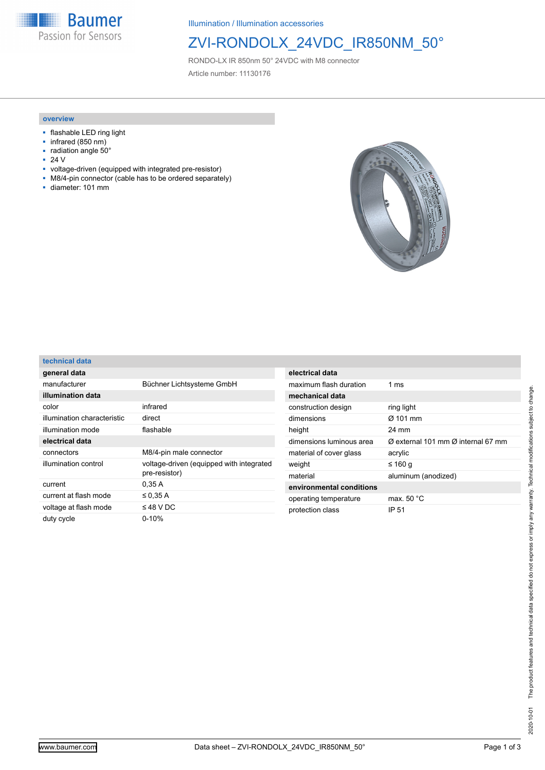Illumination / Illumination accessories

# ZVI-RONDOLX_24VDC_IR850NM_50°

RONDO-LX IR 850nm 50° 24VDC with M8 connector

Article number: 11130176

## overview

- flashable LED ring light
- infrared (850 nm)
- radiation angle 50°
- 24 V
- voltage-driven (equipped with integrated pre-resistor)
- M8/4-pin connector (cable has to be ordered separately)
- diameter: 101 mm

## technical data

| **general data** | |
|---|---|
| manufacturer | Büchner Lichtsysteme GmbH |
| **illumination data** | |
| color | infrared |
| illumination characteristic | direct |
| illumination mode | flashable |
| **electrical data** | |
| connectors | M8/4-pin male connector |
| illumination control | voltage-driven (equipped with integrated pre-resistor) |
| current | 0,35 A |
| current at flash mode | ≤ 0,35 A |
| voltage at flash mode | ≤ 48 V DC |
| duty cycle | 0-10% |
| maximum flash duration | 1 ms |
| **mechanical data** | |
| construction design | ring light |
| dimensions | Ø 101 mm |
| height | 24 mm |
| dimensions luminous area | Ø external 101 mm Ø internal 67 mm |
| material of cover glass | acrylic |
| weight | ≤ 160 g |
| material | aluminum (anodized) |
| **environmental conditions** | |
| operating temperature | max. 50 °C |
| protection class | IP 51 |

2020-10-01 The product features and technical data specified do not express or imply any warranty. Technical modifications subject to change.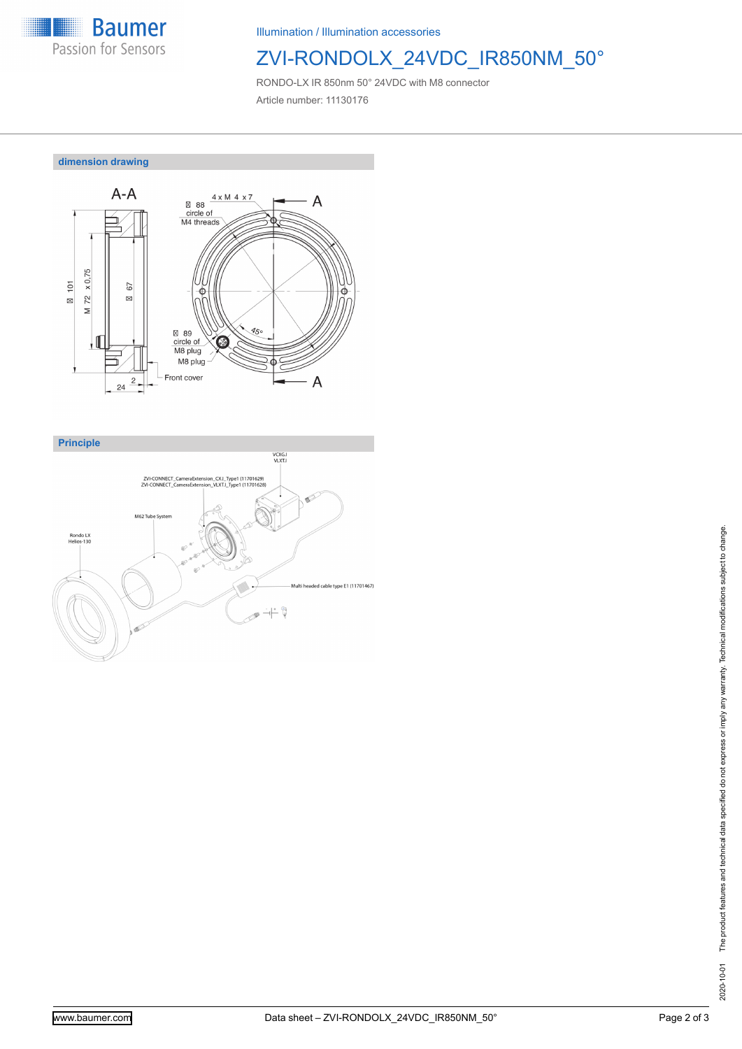Illumination / Illumination accessories

# ZVI-RONDOLX_24VDC_IR850NM_50°

RONDO-LX IR 850nm 50° 24VDC with M8 connector

Article number: 11130176

## dimension drawing

A-A

4 x M 4 x 7

⌀ 88 circle of M4 threads

⌀ 101

M 72 x 0,75

⌀ 67

45°

⌀ 89 circle of M8 plug

M8 plug

Front cover

2

24

A

A

## Principle

VCXG.I
VLXT.I

ZVI-CONNECT_CameraExtension_CX.I_Type1 (11701629)
ZVI-CONNECT_CameraExtension_VLXT.I_Type1 (11701628)

M62 Tube System

Rondo LX
Helios-130

Multi headed cable type E1 (11701467)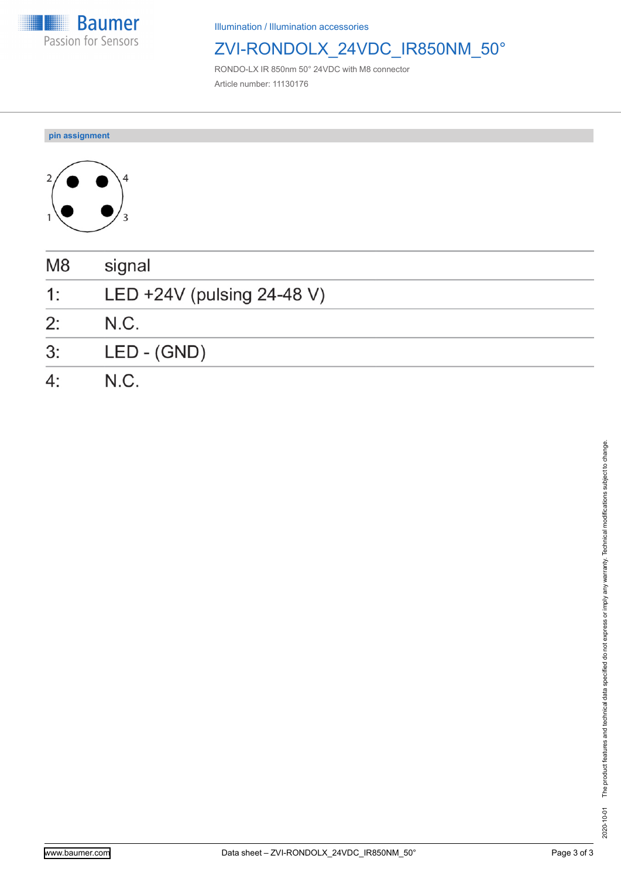Illumination / Illumination accessories

# ZVI-RONDOLX_24VDC_IR850NM_50°

RONDO-LX IR 850nm 50° 24VDC with M8 connector

Article number: 11130176

## pin assignment

2 4

1 3

| M8 | signal |
|---|---|
| 1: | LED +24V (pulsing 24-48 V) |
| 2: | N.C. |
| 3: | LED - (GND) |
| 4: | N.C. |

2020-10-01 The product features and technical data specified do not express or imply any warranty. Technical modifications subject to change.

www.baumer.com Data sheet – ZVI-RONDOLX_24VDC_IR850NM_50°